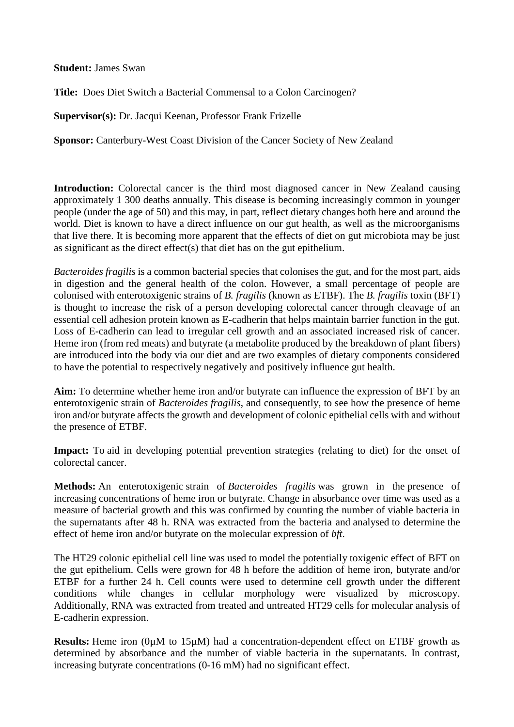**Student:** James Swan

**Title:** Does Diet Switch a Bacterial Commensal to a Colon Carcinogen?

**Supervisor(s):** Dr. Jacqui Keenan, Professor Frank Frizelle

**Sponsor:** Canterbury-West Coast Division of the Cancer Society of New Zealand

**Introduction:** Colorectal cancer is the third most diagnosed cancer in New Zealand causing approximately 1 300 deaths annually. This disease is becoming increasingly common in younger people (under the age of 50) and this may, in part, reflect dietary changes both here and around the world. Diet is known to have a direct influence on our gut health, as well as the microorganisms that live there. It is becoming more apparent that the effects of diet on gut microbiota may be just as significant as the direct effect(s) that diet has on the gut epithelium.

*Bacteroides fragilis* is a common bacterial species that colonises the gut, and for the most part, aids in digestion and the general health of the colon. However, a small percentage of people are colonised with enterotoxigenic strains of *B. fragilis* (known as ETBF). The *B. fragilis* toxin (BFT) is thought to increase the risk of a person developing colorectal cancer through cleavage of an essential cell adhesion protein known as E-cadherin that helps maintain barrier function in the gut. Loss of E-cadherin can lead to irregular cell growth and an associated increased risk of cancer. Heme iron (from red meats) and butyrate (a metabolite produced by the breakdown of plant fibers) are introduced into the body via our diet and are two examples of dietary components considered to have the potential to respectively negatively and positively influence gut health.

**Aim:** To determine whether heme iron and/or butyrate can influence the expression of BFT by an enterotoxigenic strain of *Bacteroides fragilis*, and consequently, to see how the presence of heme iron and/or butyrate affects the growth and development of colonic epithelial cells with and without the presence of ETBF.

**Impact:** To aid in developing potential prevention strategies (relating to diet) for the onset of colorectal cancer.

**Methods:** An enterotoxigenic strain of *Bacteroides fragilis* was grown in the presence of increasing concentrations of heme iron or butyrate. Change in absorbance over time was used as a measure of bacterial growth and this was confirmed by counting the number of viable bacteria in the supernatants after 48 h. RNA was extracted from the bacteria and analysed to determine the effect of heme iron and/or butyrate on the molecular expression of *bft*.

The HT29 colonic epithelial cell line was used to model the potentially toxigenic effect of BFT on the gut epithelium. Cells were grown for 48 h before the addition of heme iron, butyrate and/or ETBF for a further 24 h. Cell counts were used to determine cell growth under the different conditions while changes in cellular morphology were visualized by microscopy. Additionally, RNA was extracted from treated and untreated HT29 cells for molecular analysis of E-cadherin expression.

**Results:** Heme iron (0µM to 15µM) had a concentration-dependent effect on ETBF growth as determined by absorbance and the number of viable bacteria in the supernatants. In contrast, increasing butyrate concentrations (0-16 mM) had no significant effect.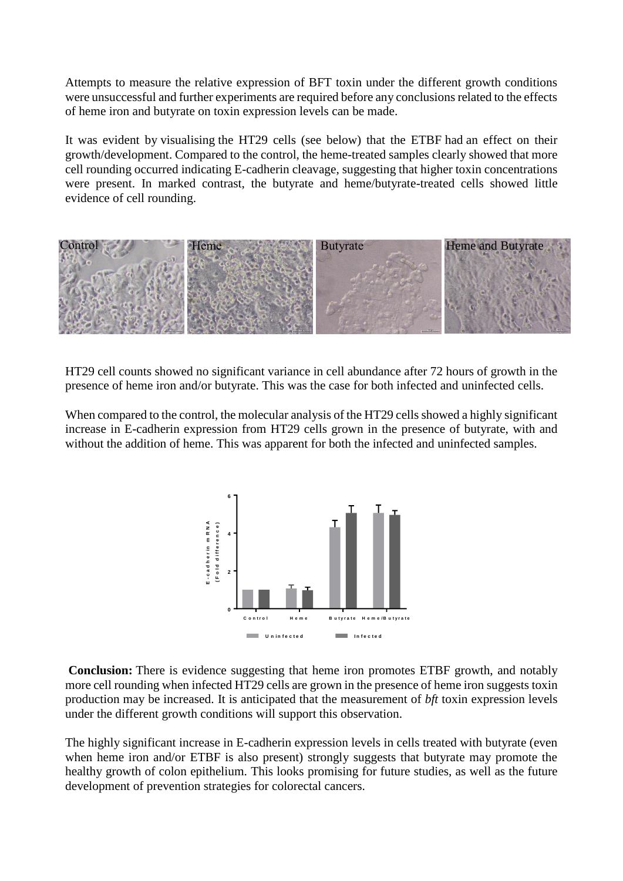Attempts to measure the relative expression of BFT toxin under the different growth conditions were unsuccessful and further experiments are required before any conclusions related to the effects of heme iron and butyrate on toxin expression levels can be made.

It was evident by visualising the HT29 cells (see below) that the ETBF had an effect on their growth/development. Compared to the control, the heme-treated samples clearly showed that more cell rounding occurred indicating E-cadherin cleavage, suggesting that higher toxin concentrations were present. In marked contrast, the butyrate and heme/butyrate-treated cells showed little evidence of cell rounding.

Control

Heme

Butyrate

Heme and Butyrate

HT29 cell counts showed no significant variance in cell abundance after 72 hours of growth in the presence of heme iron and/or butyrate. This was the case for both infected and uninfected cells.

When compared to the control, the molecular analysis of the HT29 cells showed a highly significant increase in E-cadherin expression from HT29 cells grown in the presence of butyrate, with and without the addition of heme. This was apparent for both the infected and uninfected samples.

E-cadherin mRNA (Fold difference)

6
4
2
0

Control
Heme
Butyrate
Heme/Butyrate

Uninfected
Infected

**Conclusion:** There is evidence suggesting that heme iron promotes ETBF growth, and notably more cell rounding when infected HT29 cells are grown in the presence of heme iron suggests toxin production may be increased. It is anticipated that the measurement of *bft* toxin expression levels under the different growth conditions will support this observation.

The highly significant increase in E-cadherin expression levels in cells treated with butyrate (even when heme iron and/or ETBF is also present) strongly suggests that butyrate may promote the healthy growth of colon epithelium. This looks promising for future studies, as well as the future development of prevention strategies for colorectal cancers.